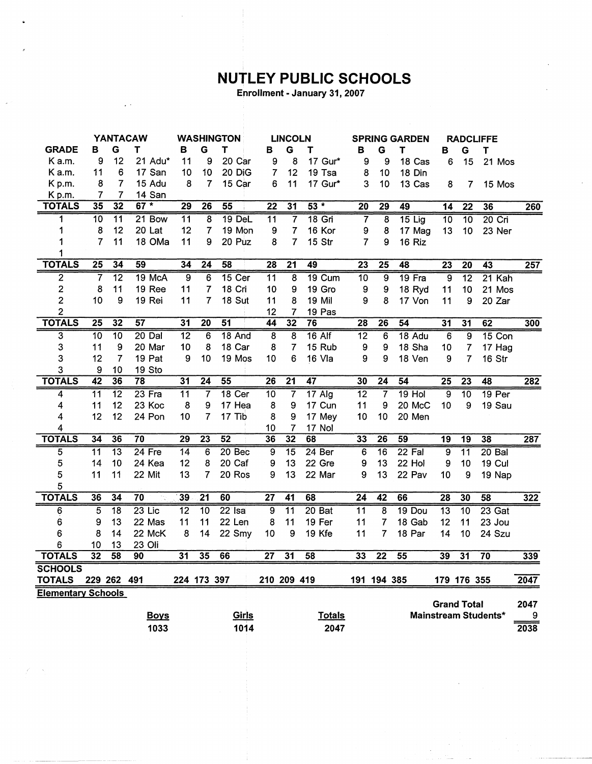# NUTLEY PUBLIC SCHOOLS

**Enrollment - January 31, 2007**

| | YANTACAW | | | WASHINGTON | | | LINCOLN | | | SPRING GARDEN | | | RADCLIFFE | | | |
|---|---|---|---|---|---|---|---|---|---|---|---|---|---|---|---|---|
| **GRADE** | **B** | **G** | **T** | **B** | **G** | **T** | **B** | **G** | **T** | **B** | **G** | **T** | **B** | **G** | **T** | |
| K a.m. | 9 | 12 | 21 Adu* | 11 | 9 | 20 Car | 9 | 8 | 17 Gur* | 9 | 9 | 18 Cas | 6 | 15 | 21 Mos | |
| K a.m. | 11 | 6 | 17 San | 10 | 10 | 20 DiG | 7 | 12 | 19 Tsa | 8 | 10 | 18 Din | | | | |
| K p.m. | 8 | 7 | 15 Adu | 8 | 7 | 15 Car | 6 | 11 | 17 Gur* | 3 | 10 | 13 Cas | 8 | 7 | 15 Mos | |
| K p.m. | 7 | 7 | 14 San | | | | | | | | | | | | | |
| **TOTALS** | 35 | 32 | 67 * | 29 | 26 | 55 | 22 | 31 | 53 * | 20 | 29 | 49 | 14 | 22 | 36 | 260 |
| 1 | 10 | 11 | 21 Bow | 11 | 8 | 19 DeL | 11 | 7 | 18 Gri | 7 | 8 | 15 Lig | 10 | 10 | 20 Cri | |
| 1 | 8 | 12 | 20 Lat | 12 | 7 | 19 Mon | 9 | 7 | 16 Kor | 9 | 8 | 17 Mag | 13 | 10 | 23 Ner | |
| 1 | 7 | 11 | 18 OMa | 11 | 9 | 20 Puz | 8 | 7 | 15 Str | 7 | 9 | 16 Riz | | | | |
| 1 | | | | | | | | | | | | | | | | |
| **TOTALS** | 25 | 34 | 59 | 34 | 24 | 58 | 28 | 21 | 49 | 23 | 25 | 48 | 23 | 20 | 43 | 257 |
| 2 | 7 | 12 | 19 McA | 9 | 6 | 15 Cer | 11 | 8 | 19 Cum | 10 | 9 | 19 Fra | 9 | 12 | 21 Kah | |
| 2 | 8 | 11 | 19 Ree | 11 | 7 | 18 Cri | 10 | 9 | 19 Gro | 9 | 9 | 18 Ryd | 11 | 10 | 21 Mos | |
| 2 | 10 | 9 | 19 Rei | 11 | 7 | 18 Sut | 11 | 8 | 19 Mil | 9 | 8 | 17 Von | 11 | 9 | 20 Zar | |
| 2 | | | | | | | 12 | 7 | 19 Pas | | | | | | | |
| **TOTALS** | 25 | 32 | 57 | 31 | 20 | 51 | 44 | 32 | 76 | 28 | 26 | 54 | 31 | 31 | 62 | 300 |
| 3 | 10 | 10 | 20 Dal | 12 | 6 | 18 And | 8 | 8 | 16 Alf | 12 | 6 | 18 Adu | 6 | 9 | 15 Con | |
| 3 | 11 | 9 | 20 Mar | 10 | 8 | 18 Car | 8 | 7 | 15 Rub | 9 | 9 | 18 Sha | 10 | 7 | 17 Hag | |
| 3 | 12 | 7 | 19 Pat | 9 | 10 | 19 Mos | 10 | 6 | 16 Vla | 9 | 9 | 18 Ven | 9 | 7 | 16 Str | |
| 3 | 9 | 10 | 19 Sto | | | | | | | | | | | | | |
| **TOTALS** | 42 | 36 | 78 | 31 | 24 | 55 | 26 | 21 | 47 | 30 | 24 | 54 | 25 | 23 | 48 | 282 |
| 4 | 11 | 12 | 23 Fra | 11 | 7 | 18 Cer | 10 | 7 | 17 Alg | 12 | 7 | 19 Hol | 9 | 10 | 19 Per | |
| 4 | 11 | 12 | 23 Koc | 8 | 9 | 17 Hea | 8 | 9 | 17 Cun | 11 | 9 | 20 McC | 10 | 9 | 19 Sau | |
| 4 | 12 | 12 | 24 Pon | 10 | 7 | 17 Tib | 8 | 9 | 17 Mey | 10 | 10 | 20 Men | | | | |
| 4 | | | | | | | 10 | 7 | 17 Nol | | | | | | | |
| **TOTALS** | 34 | 36 | 70 | 29 | 23 | 52 | 36 | 32 | 68 | 33 | 26 | 59 | 19 | 19 | 38 | 287 |
| 5 | 11 | 13 | 24 Fre | 14 | 6 | 20 Bec | 9 | 15 | 24 Ber | 6 | 16 | 22 Fal | 9 | 11 | 20 Bal | |
| 5 | 14 | 10 | 24 Kea | 12 | 8 | 20 Caf | 9 | 13 | 22 Gre | 9 | 13 | 22 Hol | 9 | 10 | 19 Cul | |
| 5 | 11 | 11 | 22 Mit | 13 | 7 | 20 Ros | 9 | 13 | 22 Mar | 9 | 13 | 22 Pav | 10 | 9 | 19 Nap | |
| 5 | | | | | | | | | | | | | | | | |
| **TOTALS** | 36 | 34 | 70 | 39 | 21 | 60 | 27 | 41 | 68 | 24 | 42 | 66 | 28 | 30 | 58 | 322 |
| 6 | 5 | 18 | 23 Lic | 12 | 10 | 22 Isa | 9 | 11 | 20 Bat | 11 | 8 | 19 Dou | 13 | 10 | 23 Gat | |
| 6 | 9 | 13 | 22 Mas | 11 | 11 | 22 Len | 8 | 11 | 19 Fer | 11 | 7 | 18 Gab | 12 | 11 | 23 Jou | |
| 6 | 8 | 14 | 22 McK | 8 | 14 | 22 Smy | 10 | 9 | 19 Kfe | 11 | 7 | 18 Par | 14 | 10 | 24 Szu | |
| 6 | 10 | 13 | 23 Oli | | | | | | | | | | | | | |
| **TOTALS** | 32 | 58 | 90 | 31 | 35 | 66 | 27 | 31 | 58 | 33 | 22 | 55 | 39 | 31 | 70 | 339 |
| **SCHOOLS TOTALS** | 229 | 262 | 491 | 224 | 173 | 397 | 210 | 209 | 419 | 191 | 194 | 385 | 179 | 176 | 355 | 2047 |

**Elementary Schools**

| Boys | Girls | Totals |
|---|---|---|
| 1033 | 1014 | 2047 |

| | |
|---|---|
| Grand Total | 2047 |
| Mainstream Students* | 9 |
| | 2038 |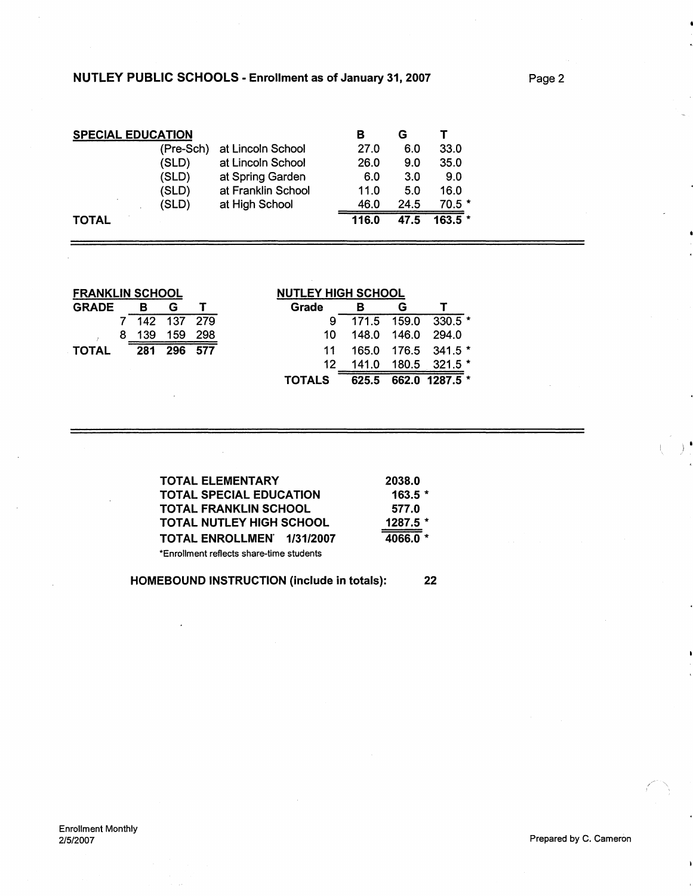## NUTLEY PUBLIC SCHOOLS - Enrollment as of January 31, 2007

### SPECIAL EDUCATION

| | | B | G | T |
|---|---|---|---|---|
| (Pre-Sch) | at Lincoln School | 27.0 | 6.0 | 33.0 |
| (SLD) | at Lincoln School | 26.0 | 9.0 | 35.0 |
| (SLD) | at Spring Garden | 6.0 | 3.0 | 9.0 |
| (SLD) | at Franklin School | 11.0 | 5.0 | 16.0 |
| (SLD) | at High School | 46.0 | 24.5 | 70.5 * |
| **TOTAL** | | **116.0** | **47.5** | **163.5 *** |

### FRANKLIN SCHOOL

| GRADE | B | G | T |
|---|---|---|---|
| 7 | 142 | 137 | 279 |
| 8 | 139 | 159 | 298 |
| **TOTAL** | **281** | **296** | **577** |

### NUTLEY HIGH SCHOOL

| Grade | B | G | T |
|---|---|---|---|
| 9 | 171.5 | 159.0 | 330.5 * |
| 10 | 148.0 | 146.0 | 294.0 |
| 11 | 165.0 | 176.5 | 341.5 * |
| 12 | 141.0 | 180.5 | 321.5 * |
| **TOTALS** | **625.5** | **662.0** | **1287.5 *** |

| | |
|---|---|
| **TOTAL ELEMENTARY** | **2038.0** |
| **TOTAL SPECIAL EDUCATION** | **163.5 *** |
| **TOTAL FRANKLIN SCHOOL** | **577.0** |
| **TOTAL NUTLEY HIGH SCHOOL** | **1287.5 *** |
| **TOTAL ENROLLMEN 1/31/2007** | **4066.0 *** |

*Enrollment reflects share-time students

**HOMEBOUND INSTRUCTION (include in totals): 22**

Enrollment Monthly
2/5/2007

Prepared by C. Cameron